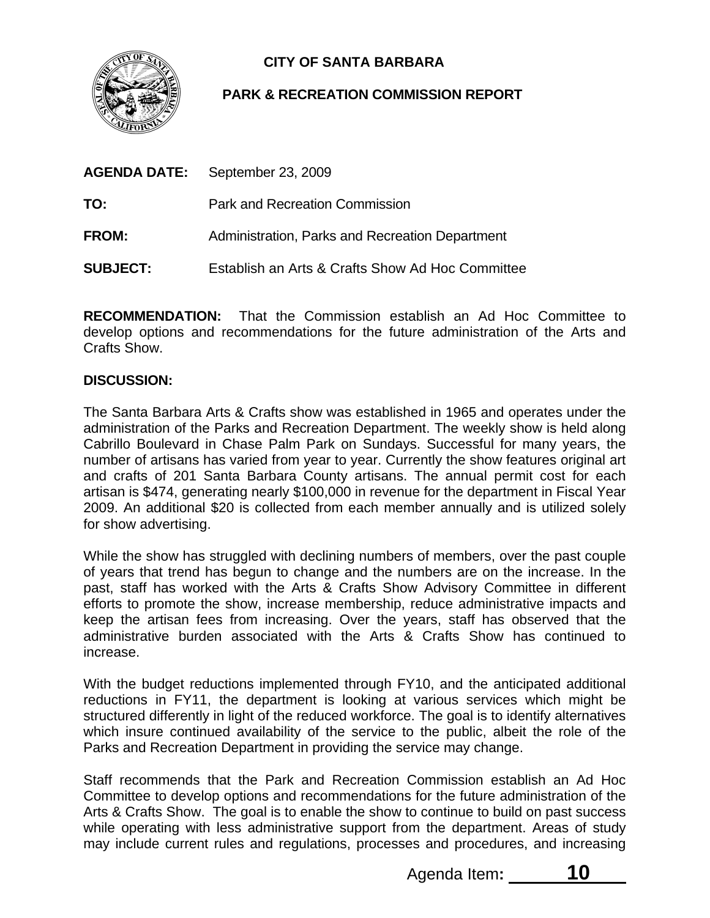**CITY OF SANTA BARBARA**

**PARK & RECREATION COMMISSION REPORT**

**AGENDA DATE:** September 23, 2009

**TO:** Park and Recreation Commission

**FROM:** Administration, Parks and Recreation Department

**SUBJECT:** Establish an Arts & Crafts Show Ad Hoc Committee

**RECOMMENDATION:** That the Commission establish an Ad Hoc Committee to develop options and recommendations for the future administration of the Arts and Crafts Show.

**DISCUSSION:**

The Santa Barbara Arts & Crafts show was established in 1965 and operates under the administration of the Parks and Recreation Department. The weekly show is held along Cabrillo Boulevard in Chase Palm Park on Sundays. Successful for many years, the number of artisans has varied from year to year. Currently the show features original art and crafts of 201 Santa Barbara County artisans. The annual permit cost for each artisan is $474, generating nearly $100,000 in revenue for the department in Fiscal Year 2009. An additional $20 is collected from each member annually and is utilized solely for show advertising.

While the show has struggled with declining numbers of members, over the past couple of years that trend has begun to change and the numbers are on the increase. In the past, staff has worked with the Arts & Crafts Show Advisory Committee in different efforts to promote the show, increase membership, reduce administrative impacts and keep the artisan fees from increasing. Over the years, staff has observed that the administrative burden associated with the Arts & Crafts Show has continued to increase.

With the budget reductions implemented through FY10, and the anticipated additional reductions in FY11, the department is looking at various services which might be structured differently in light of the reduced workforce. The goal is to identify alternatives which insure continued availability of the service to the public, albeit the role of the Parks and Recreation Department in providing the service may change.

Staff recommends that the Park and Recreation Commission establish an Ad Hoc Committee to develop options and recommendations for the future administration of the Arts & Crafts Show. The goal is to enable the show to continue to build on past success while operating with less administrative support from the department. Areas of study may include current rules and regulations, processes and procedures, and increasing

Agenda Item: **10**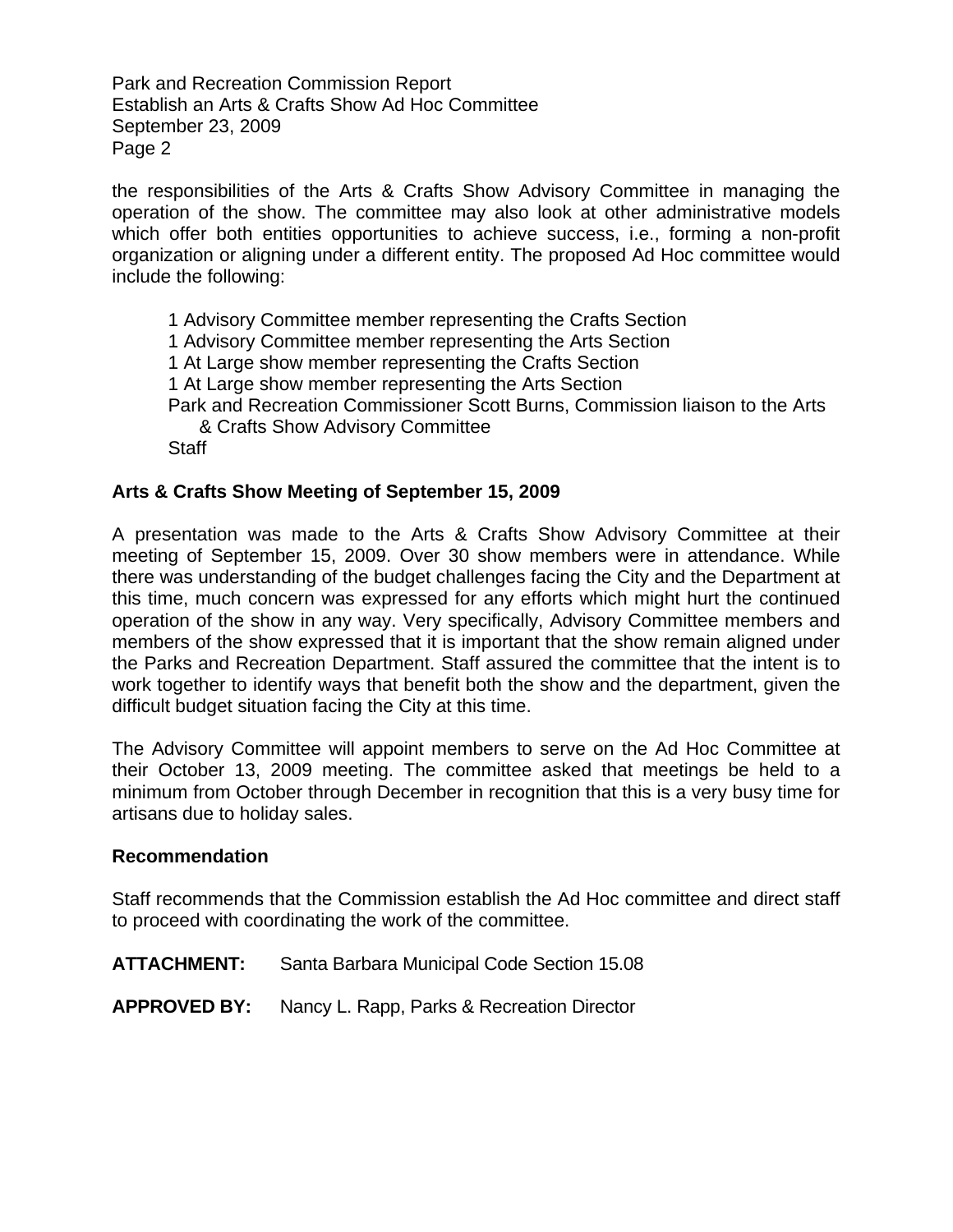the responsibilities of the Arts & Crafts Show Advisory Committee in managing the operation of the show. The committee may also look at other administrative models which offer both entities opportunities to achieve success, i.e., forming a non-profit organization or aligning under a different entity. The proposed Ad Hoc committee would include the following:

- 1 Advisory Committee member representing the Crafts Section
- 1 Advisory Committee member representing the Arts Section
- 1 At Large show member representing the Crafts Section
- 1 At Large show member representing the Arts Section
- Park and Recreation Commissioner Scott Burns, Commission liaison to the Arts & Crafts Show Advisory Committee
- Staff

**Arts & Crafts Show Meeting of September 15, 2009**

A presentation was made to the Arts & Crafts Show Advisory Committee at their meeting of September 15, 2009. Over 30 show members were in attendance. While there was understanding of the budget challenges facing the City and the Department at this time, much concern was expressed for any efforts which might hurt the continued operation of the show in any way. Very specifically, Advisory Committee members and members of the show expressed that it is important that the show remain aligned under the Parks and Recreation Department. Staff assured the committee that the intent is to work together to identify ways that benefit both the show and the department, given the difficult budget situation facing the City at this time.

The Advisory Committee will appoint members to serve on the Ad Hoc Committee at their October 13, 2009 meeting. The committee asked that meetings be held to a minimum from October through December in recognition that this is a very busy time for artisans due to holiday sales.

**Recommendation**

Staff recommends that the Commission establish the Ad Hoc committee and direct staff to proceed with coordinating the work of the committee.

**ATTACHMENT:** Santa Barbara Municipal Code Section 15.08

**APPROVED BY:** Nancy L. Rapp, Parks & Recreation Director